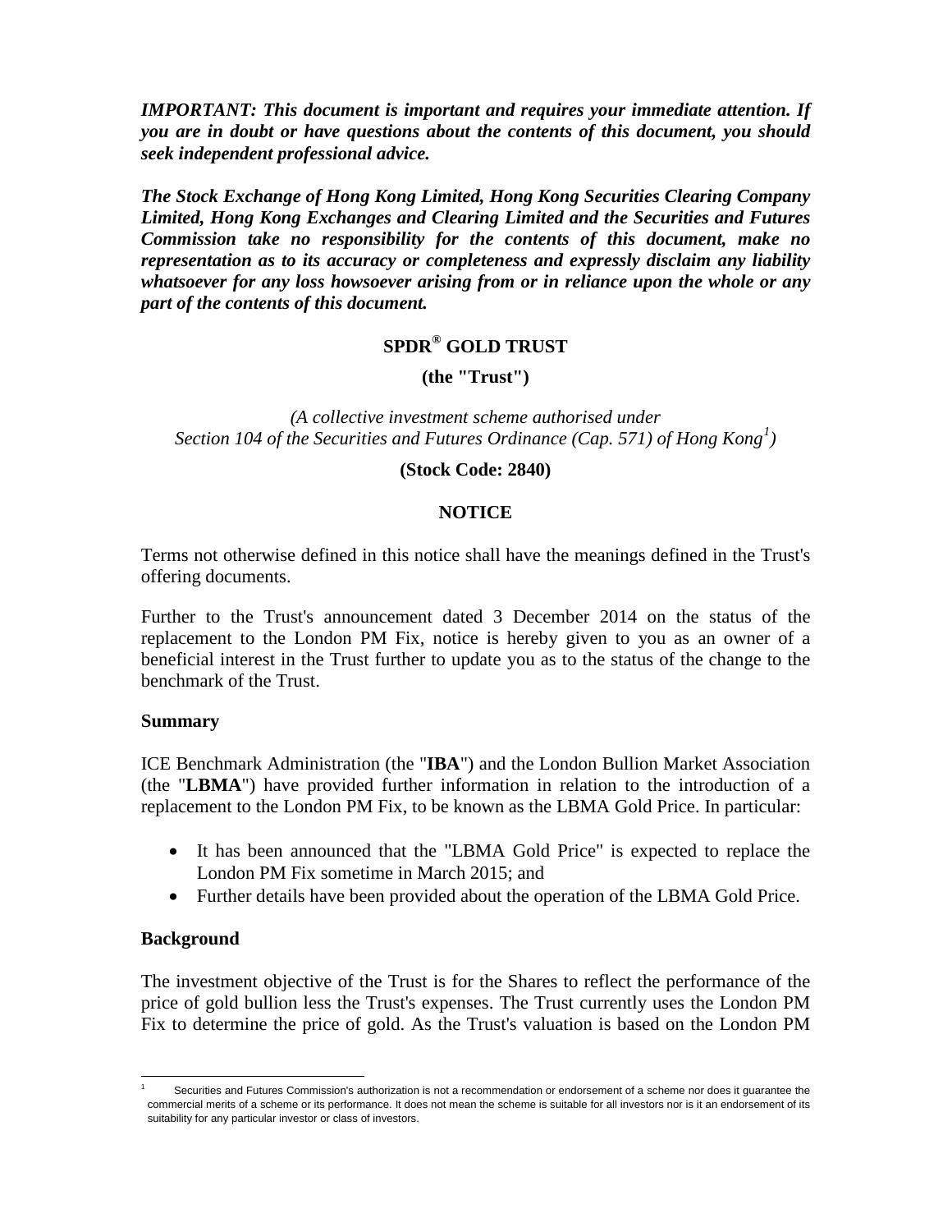***IMPORTANT: This document is important and requires your immediate attention. If you are in doubt or have questions about the contents of this document, you should seek independent professional advice.***

***The Stock Exchange of Hong Kong Limited, Hong Kong Securities Clearing Company Limited, Hong Kong Exchanges and Clearing Limited and the Securities and Futures Commission take no responsibility for the contents of this document, make no representation as to its accuracy or completeness and expressly disclaim any liability whatsoever for any loss howsoever arising from or in reliance upon the whole or any part of the contents of this document.***

**SPDR® GOLD TRUST**

**(the "Trust")**

*(A collective investment scheme authorised under Section 104 of the Securities and Futures Ordinance (Cap. 571) of Hong Kong[1])*

**(Stock Code: 2840)**

**NOTICE**

Terms not otherwise defined in this notice shall have the meanings defined in the Trust's offering documents.

Further to the Trust's announcement dated 3 December 2014 on the status of the replacement to the London PM Fix, notice is hereby given to you as an owner of a beneficial interest in the Trust further to update you as to the status of the change to the benchmark of the Trust.

**Summary**

ICE Benchmark Administration (the "**IBA**") and the London Bullion Market Association (the "**LBMA**") have provided further information in relation to the introduction of a replacement to the London PM Fix, to be known as the LBMA Gold Price. In particular:

- It has been announced that the "LBMA Gold Price" is expected to replace the London PM Fix sometime in March 2015; and
- Further details have been provided about the operation of the LBMA Gold Price.

**Background**

The investment objective of the Trust is for the Shares to reflect the performance of the price of gold bullion less the Trust's expenses. The Trust currently uses the London PM Fix to determine the price of gold. As the Trust's valuation is based on the London PM

[1] Securities and Futures Commission's authorization is not a recommendation or endorsement of a scheme nor does it guarantee the commercial merits of a scheme or its performance. It does not mean the scheme is suitable for all investors nor is it an endorsement of its suitability for any particular investor or class of investors.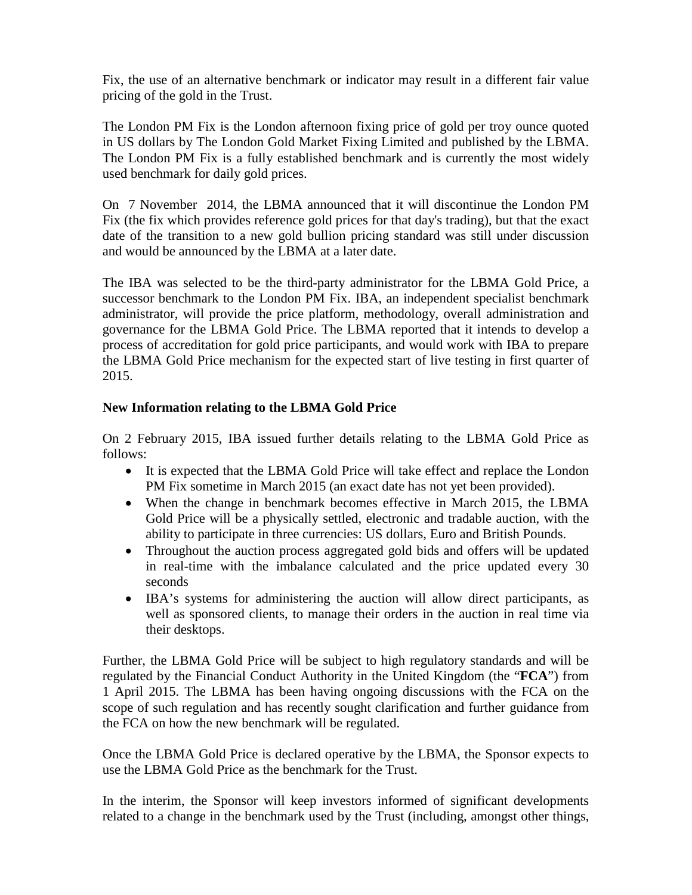Fix, the use of an alternative benchmark or indicator may result in a different fair value pricing of the gold in the Trust.

The London PM Fix is the London afternoon fixing price of gold per troy ounce quoted in US dollars by The London Gold Market Fixing Limited and published by the LBMA. The London PM Fix is a fully established benchmark and is currently the most widely used benchmark for daily gold prices.

On 7 November 2014, the LBMA announced that it will discontinue the London PM Fix (the fix which provides reference gold prices for that day's trading), but that the exact date of the transition to a new gold bullion pricing standard was still under discussion and would be announced by the LBMA at a later date.

The IBA was selected to be the third-party administrator for the LBMA Gold Price, a successor benchmark to the London PM Fix. IBA, an independent specialist benchmark administrator, will provide the price platform, methodology, overall administration and governance for the LBMA Gold Price. The LBMA reported that it intends to develop a process of accreditation for gold price participants, and would work with IBA to prepare the LBMA Gold Price mechanism for the expected start of live testing in first quarter of 2015.

**New Information relating to the LBMA Gold Price**

On 2 February 2015, IBA issued further details relating to the LBMA Gold Price as follows:

- It is expected that the LBMA Gold Price will take effect and replace the London PM Fix sometime in March 2015 (an exact date has not yet been provided).
- When the change in benchmark becomes effective in March 2015, the LBMA Gold Price will be a physically settled, electronic and tradable auction, with the ability to participate in three currencies: US dollars, Euro and British Pounds.
- Throughout the auction process aggregated gold bids and offers will be updated in real-time with the imbalance calculated and the price updated every 30 seconds
- IBA's systems for administering the auction will allow direct participants, as well as sponsored clients, to manage their orders in the auction in real time via their desktops.

Further, the LBMA Gold Price will be subject to high regulatory standards and will be regulated by the Financial Conduct Authority in the United Kingdom (the "**FCA**") from 1 April 2015. The LBMA has been having ongoing discussions with the FCA on the scope of such regulation and has recently sought clarification and further guidance from the FCA on how the new benchmark will be regulated.

Once the LBMA Gold Price is declared operative by the LBMA, the Sponsor expects to use the LBMA Gold Price as the benchmark for the Trust.

In the interim, the Sponsor will keep investors informed of significant developments related to a change in the benchmark used by the Trust (including, amongst other things,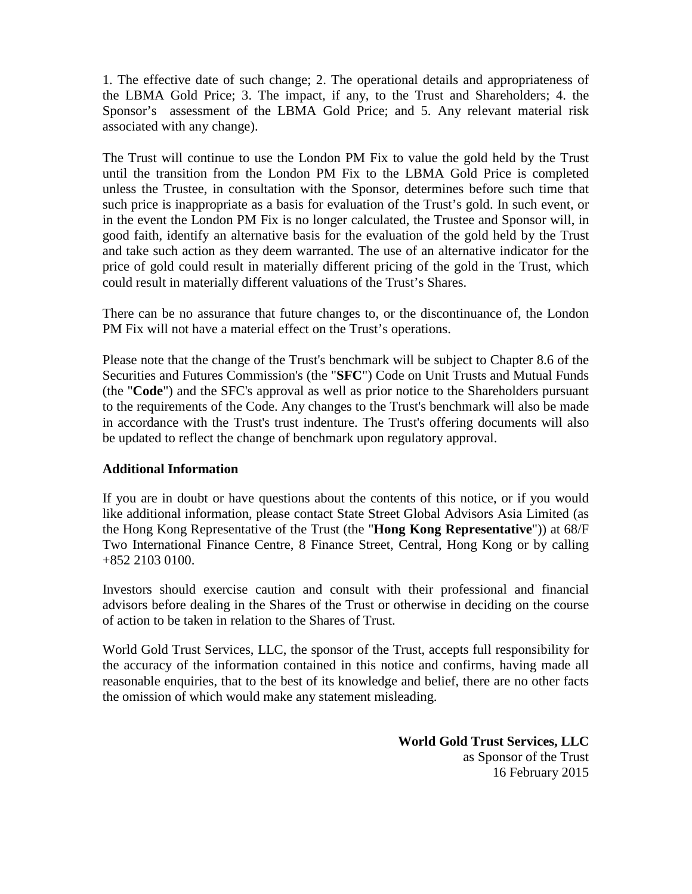1. The effective date of such change; 2. The operational details and appropriateness of the LBMA Gold Price; 3. The impact, if any, to the Trust and Shareholders; 4. the Sponsor's assessment of the LBMA Gold Price; and 5. Any relevant material risk associated with any change).

The Trust will continue to use the London PM Fix to value the gold held by the Trust until the transition from the London PM Fix to the LBMA Gold Price is completed unless the Trustee, in consultation with the Sponsor, determines before such time that such price is inappropriate as a basis for evaluation of the Trust's gold. In such event, or in the event the London PM Fix is no longer calculated, the Trustee and Sponsor will, in good faith, identify an alternative basis for the evaluation of the gold held by the Trust and take such action as they deem warranted. The use of an alternative indicator for the price of gold could result in materially different pricing of the gold in the Trust, which could result in materially different valuations of the Trust's Shares.

There can be no assurance that future changes to, or the discontinuance of, the London PM Fix will not have a material effect on the Trust's operations.

Please note that the change of the Trust's benchmark will be subject to Chapter 8.6 of the Securities and Futures Commission's (the "**SFC**") Code on Unit Trusts and Mutual Funds (the "**Code**") and the SFC's approval as well as prior notice to the Shareholders pursuant to the requirements of the Code. Any changes to the Trust's benchmark will also be made in accordance with the Trust's trust indenture. The Trust's offering documents will also be updated to reflect the change of benchmark upon regulatory approval.

**Additional Information**

If you are in doubt or have questions about the contents of this notice, or if you would like additional information, please contact State Street Global Advisors Asia Limited (as the Hong Kong Representative of the Trust (the "**Hong Kong Representative**")) at 68/F Two International Finance Centre, 8 Finance Street, Central, Hong Kong or by calling +852 2103 0100.

Investors should exercise caution and consult with their professional and financial advisors before dealing in the Shares of the Trust or otherwise in deciding on the course of action to be taken in relation to the Shares of Trust.

World Gold Trust Services, LLC, the sponsor of the Trust, accepts full responsibility for the accuracy of the information contained in this notice and confirms, having made all reasonable enquiries, that to the best of its knowledge and belief, there are no other facts the omission of which would make any statement misleading.

**World Gold Trust Services, LLC**
as Sponsor of the Trust
16 February 2015